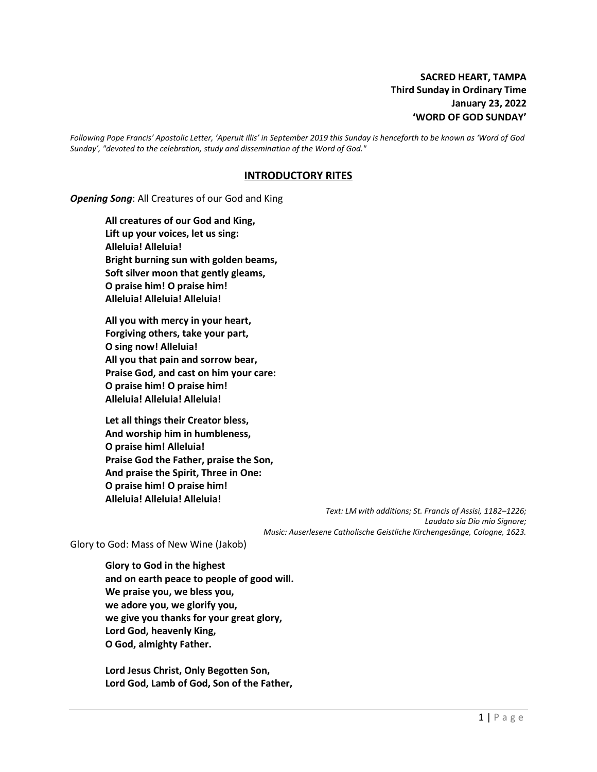**SACRED HEART, TAMPA**
**Third Sunday in Ordinary Time**
**January 23, 2022**
**'WORD OF GOD SUNDAY'**

*Following Pope Francis' Apostolic Letter, 'Aperuit illis' in September 2019 this Sunday is henceforth to be known as 'Word of God Sunday', "devoted to the celebration, study and dissemination of the Word of God."*

## INTRODUCTORY RITES

***Opening Song***: All Creatures of our God and King

**All creatures of our God and King,**
**Lift up your voices, let us sing:**
**Alleluia! Alleluia!**
**Bright burning sun with golden beams,**
**Soft silver moon that gently gleams,**
**O praise him! O praise him!**
**Alleluia! Alleluia! Alleluia!**

**All you with mercy in your heart,**
**Forgiving others, take your part,**
**O sing now! Alleluia!**
**All you that pain and sorrow bear,**
**Praise God, and cast on him your care:**
**O praise him! O praise him!**
**Alleluia! Alleluia! Alleluia!**

**Let all things their Creator bless,**
**And worship him in humbleness,**
**O praise him! Alleluia!**
**Praise God the Father, praise the Son,**
**And praise the Spirit, Three in One:**
**O praise him! O praise him!**
**Alleluia! Alleluia! Alleluia!**

*Text: LM with additions; St. Francis of Assisi, 1182–1226;*
*Laudato sia Dio mio Signore;*
*Music: Auserlesene Catholische Geistliche Kirchengesänge, Cologne, 1623.*

Glory to God: Mass of New Wine (Jakob)

**Glory to God in the highest**
**and on earth peace to people of good will.**
**We praise you, we bless you,**
**we adore you, we glorify you,**
**we give you thanks for your great glory,**
**Lord God, heavenly King,**
**O God, almighty Father.**

**Lord Jesus Christ, Only Begotten Son,**
**Lord God, Lamb of God, Son of the Father,**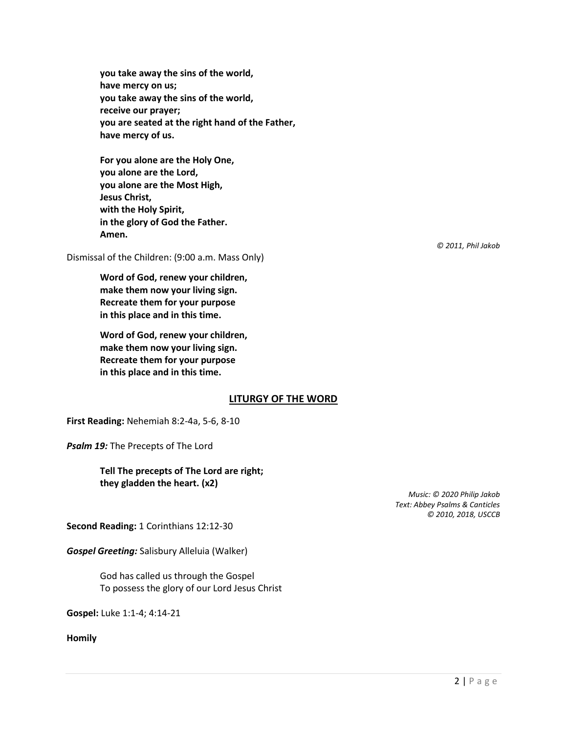**you take away the sins of the world,**
**have mercy on us;**
**you take away the sins of the world,**
**receive our prayer;**
**you are seated at the right hand of the Father,**
**have mercy of us.**

**For you alone are the Holy One,**
**you alone are the Lord,**
**you alone are the Most High,**
**Jesus Christ,**
**with the Holy Spirit,**
**in the glory of God the Father.**
**Amen.**

*© 2011, Phil Jakob*

Dismissal of the Children: (9:00 a.m. Mass Only)

**Word of God, renew your children,**
**make them now your living sign.**
**Recreate them for your purpose**
**in this place and in this time.**

**Word of God, renew your children,**
**make them now your living sign.**
**Recreate them for your purpose**
**in this place and in this time.**

## LITURGY OF THE WORD

**First Reading:** Nehemiah 8:2-4a, 5-6, 8-10

***Psalm 19:*** The Precepts of The Lord

**Tell The precepts of The Lord are right;**
**they gladden the heart. (x2)**

*Music: © 2020 Philip Jakob*
*Text: Abbey Psalms & Canticles*
*© 2010, 2018, USCCB*

**Second Reading:** 1 Corinthians 12:12-30

***Gospel Greeting:*** Salisbury Alleluia (Walker)

God has called us through the Gospel
To possess the glory of our Lord Jesus Christ

**Gospel:** Luke 1:1-4; 4:14-21

**Homily**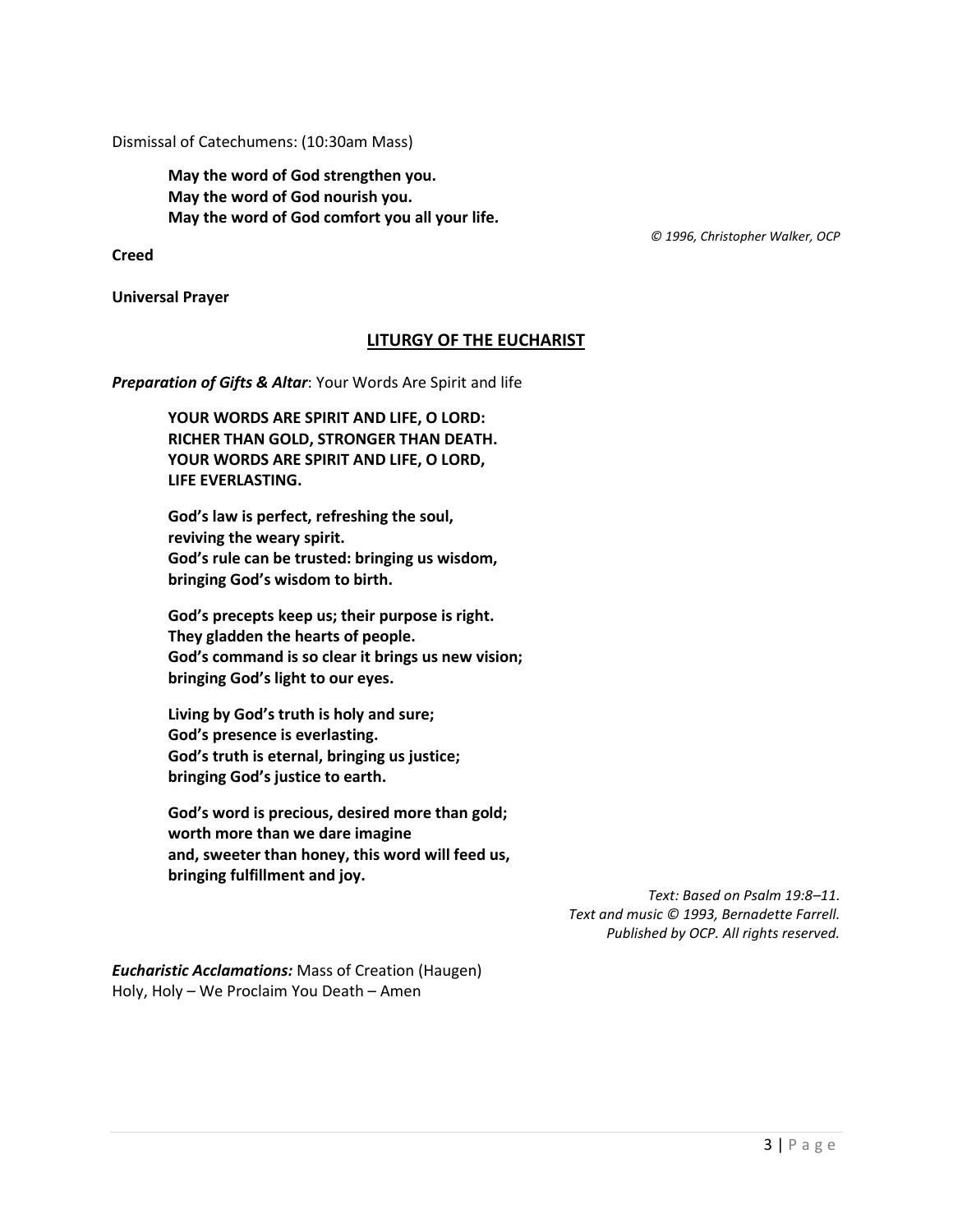Dismissal of Catechumens: (10:30am Mass)

> **May the word of God strengthen you.**
> **May the word of God nourish you.**
> **May the word of God comfort you all your life.**

*© 1996, Christopher Walker, OCP*

**Creed**

**Universal Prayer**

## LITURGY OF THE EUCHARIST

***Preparation of Gifts & Altar***: Your Words Are Spirit and life

> **YOUR WORDS ARE SPIRIT AND LIFE, O LORD:**
> **RICHER THAN GOLD, STRONGER THAN DEATH.**
> **YOUR WORDS ARE SPIRIT AND LIFE, O LORD,**
> **LIFE EVERLASTING.**
>
> **God's law is perfect, refreshing the soul,**
> **reviving the weary spirit.**
> **God's rule can be trusted: bringing us wisdom,**
> **bringing God's wisdom to birth.**
>
> **God's precepts keep us; their purpose is right.**
> **They gladden the hearts of people.**
> **God's command is so clear it brings us new vision;**
> **bringing God's light to our eyes.**
>
> **Living by God's truth is holy and sure;**
> **God's presence is everlasting.**
> **God's truth is eternal, bringing us justice;**
> **bringing God's justice to earth.**
>
> **God's word is precious, desired more than gold;**
> **worth more than we dare imagine**
> **and, sweeter than honey, this word will feed us,**
> **bringing fulfillment and joy.**

*Text: Based on Psalm 19:8–11.*
*Text and music © 1993, Bernadette Farrell.*
*Published by OCP. All rights reserved.*

***Eucharistic Acclamations:*** Mass of Creation (Haugen)
Holy, Holy – We Proclaim You Death – Amen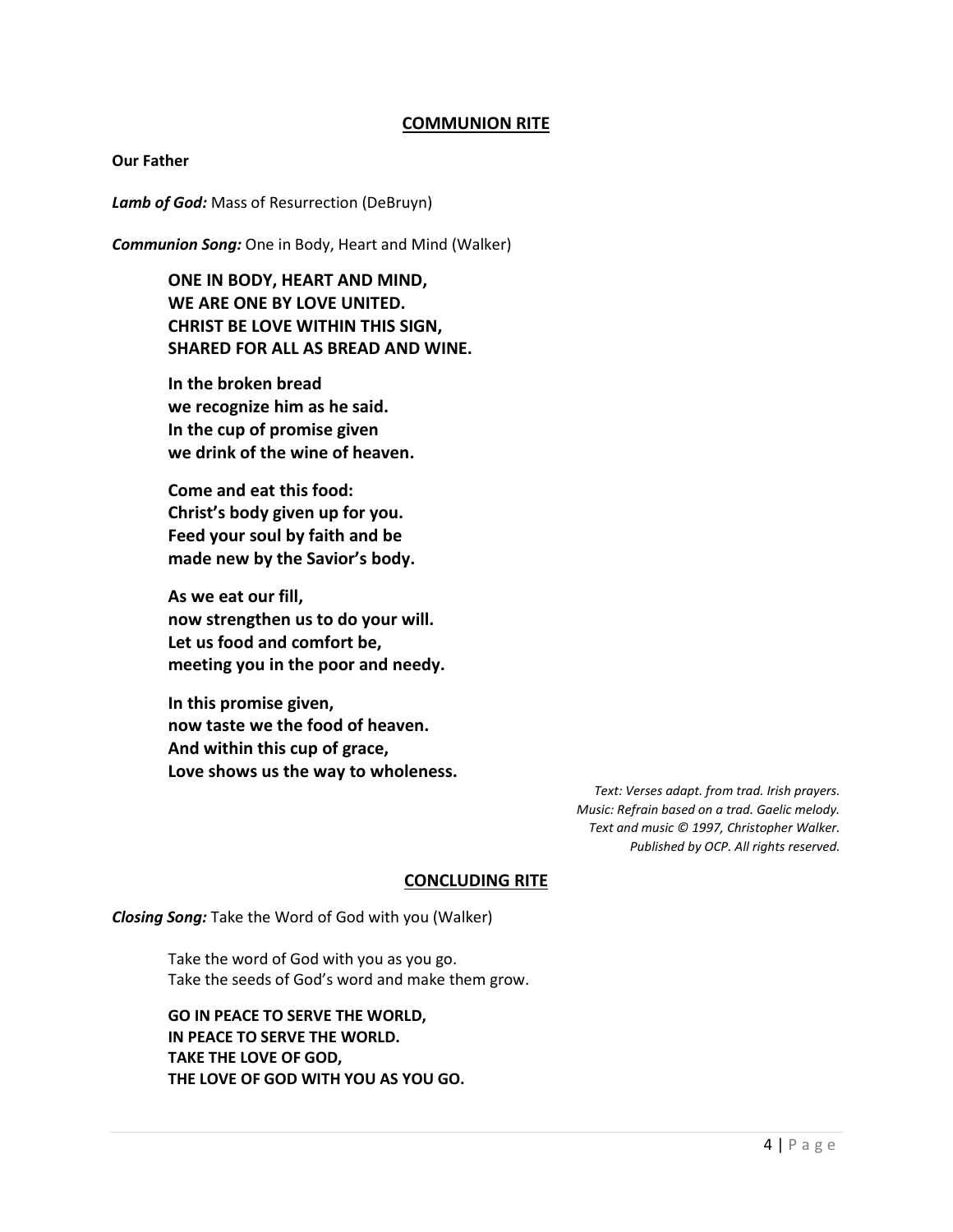## COMMUNION RITE

**Our Father**

***Lamb of God:*** Mass of Resurrection (DeBruyn)

***Communion Song:*** One in Body, Heart and Mind (Walker)

**ONE IN BODY, HEART AND MIND,**
**WE ARE ONE BY LOVE UNITED.**
**CHRIST BE LOVE WITHIN THIS SIGN,**
**SHARED FOR ALL AS BREAD AND WINE.**

**In the broken bread**
**we recognize him as he said.**
**In the cup of promise given**
**we drink of the wine of heaven.**

**Come and eat this food:**
**Christ's body given up for you.**
**Feed your soul by faith and be**
**made new by the Savior's body.**

**As we eat our fill,**
**now strengthen us to do your will.**
**Let us food and comfort be,**
**meeting you in the poor and needy.**

**In this promise given,**
**now taste we the food of heaven.**
**And within this cup of grace,**
**Love shows us the way to wholeness.**

*Text: Verses adapt. from trad. Irish prayers.*
*Music: Refrain based on a trad. Gaelic melody.*
*Text and music © 1997, Christopher Walker.*
*Published by OCP. All rights reserved.*

## CONCLUDING RITE

***Closing Song:*** Take the Word of God with you (Walker)

Take the word of God with you as you go.
Take the seeds of God's word and make them grow.

**GO IN PEACE TO SERVE THE WORLD,**
**IN PEACE TO SERVE THE WORLD.**
**TAKE THE LOVE OF GOD,**
**THE LOVE OF GOD WITH YOU AS YOU GO.**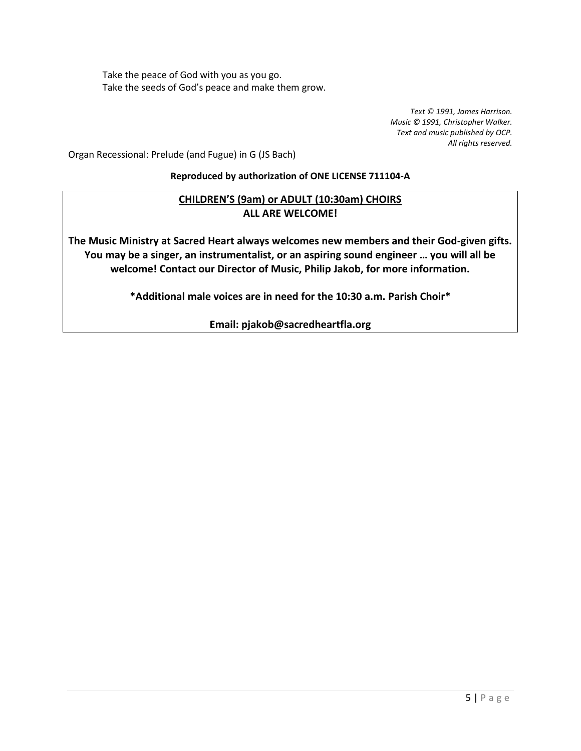Take the peace of God with you as you go.
Take the seeds of God's peace and make them grow.

*Text © 1991, James Harrison.*
*Music © 1991, Christopher Walker.*
*Text and music published by OCP.*
*All rights reserved.*

Organ Recessional: Prelude (and Fugue) in G (JS Bach)

**Reproduced by authorization of ONE LICENSE 711104-A**

**CHILDREN'S (9am) or ADULT (10:30am) CHOIRS**
**ALL ARE WELCOME!**

**The Music Ministry at Sacred Heart always welcomes new members and their God-given gifts. You may be a singer, an instrumentalist, or an aspiring sound engineer … you will all be welcome! Contact our Director of Music, Philip Jakob, for more information.**

**\*Additional male voices are in need for the 10:30 a.m. Parish Choir\***

**Email: pjakob@sacredheartfla.org**